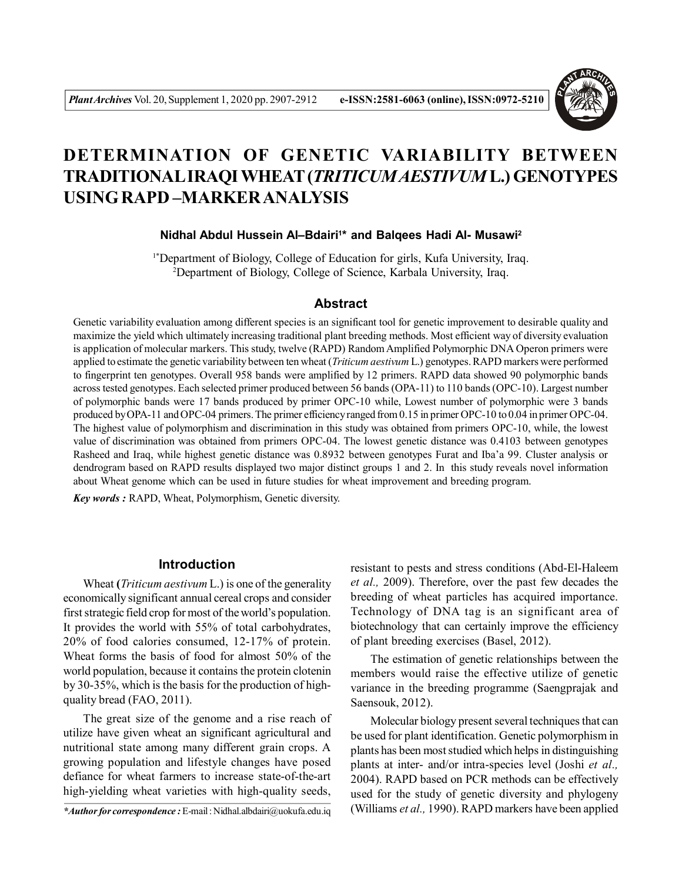# DETERMINATION OF GENETIC VARIABILITY BETWEEN TRADITIONAL IRAQI WHEAT (*TRITICUM AESTIVUM* L.) GENOTYPES USING RAPD –MARKER ANALYSIS

**Nidhal Abdul Hussein Al–Bdairi[1]* and Balqees Hadi Al- Musawi[2]**

[1*]Department of Biology, College of Education for girls, Kufa University, Iraq.
[2]Department of Biology, College of Science, Karbala University, Iraq.

## Abstract

Genetic variability evaluation among different species is an significant tool for genetic improvement to desirable quality and maximize the yield which ultimately increasing traditional plant breeding methods. Most efficient way of diversity evaluation is application of molecular markers. This study, twelve (RAPD) Random Amplified Polymorphic DNA Operon primers were applied to estimate the genetic variability between ten wheat (*Triticum aestivum* L.) genotypes. RAPD markers were performed to fingerprint ten genotypes. Overall 958 bands were amplified by 12 primers. RAPD data showed 90 polymorphic bands across tested genotypes. Each selected primer produced between 56 bands (OPA-11) to 110 bands (OPC-10). Largest number of polymorphic bands were 17 bands produced by primer OPC-10 while, Lowest number of polymorphic were 3 bands produced by OPA-11 and OPC-04 primers. The primer efficiency ranged from 0.15 in primer OPC-10 to 0.04 in primer OPC-04. The highest value of polymorphism and discrimination in this study was obtained from primers OPC-10, while, the lowest value of discrimination was obtained from primers OPC-04. The lowest genetic distance was 0.4103 between genotypes Rasheed and Iraq, while highest genetic distance was 0.8932 between genotypes Furat and Iba'a 99. Cluster analysis or dendrogram based on RAPD results displayed two major distinct groups 1 and 2. In this study reveals novel information about Wheat genome which can be used in future studies for wheat improvement and breeding program.

***Key words :*** RAPD, Wheat, Polymorphism, Genetic diversity.

## Introduction

Wheat (*Triticum aestivum* L.) is one of the generality economically significant annual cereal crops and consider first strategic field crop for most of the world's population. It provides the world with 55% of total carbohydrates, 20% of food calories consumed, 12-17% of protein. Wheat forms the basis of food for almost 50% of the world population, because it contains the protein clotenin by 30-35%, which is the basis for the production of high-quality bread (FAO, 2011).

The great size of the genome and a rise reach of utilize have given wheat an significant agricultural and nutritional state among many different grain crops. A growing population and lifestyle changes have posed defiance for wheat farmers to increase state-of-the-art high-yielding wheat varieties with high-quality seeds, resistant to pests and stress conditions (Abd-El-Haleem *et al.,* 2009). Therefore, over the past few decades the breeding of wheat particles has acquired importance. Technology of DNA tag is an significant area of biotechnology that can certainly improve the efficiency of plant breeding exercises (Basel, 2012).

The estimation of genetic relationships between the members would raise the effective utilize of genetic variance in the breeding programme (Saengprajak and Saensouk, 2012).

Molecular biology present several techniques that can be used for plant identification. Genetic polymorphism in plants has been most studied which helps in distinguishing plants at inter- and/or intra-species level (Joshi *et al.,* 2004). RAPD based on PCR methods can be effectively used for the study of genetic diversity and phylogeny (Williams *et al.,* 1990). RAPD markers have been applied

****Author for correspondence :*** E-mail : Nidhal.albdairi@uokufa.edu.iq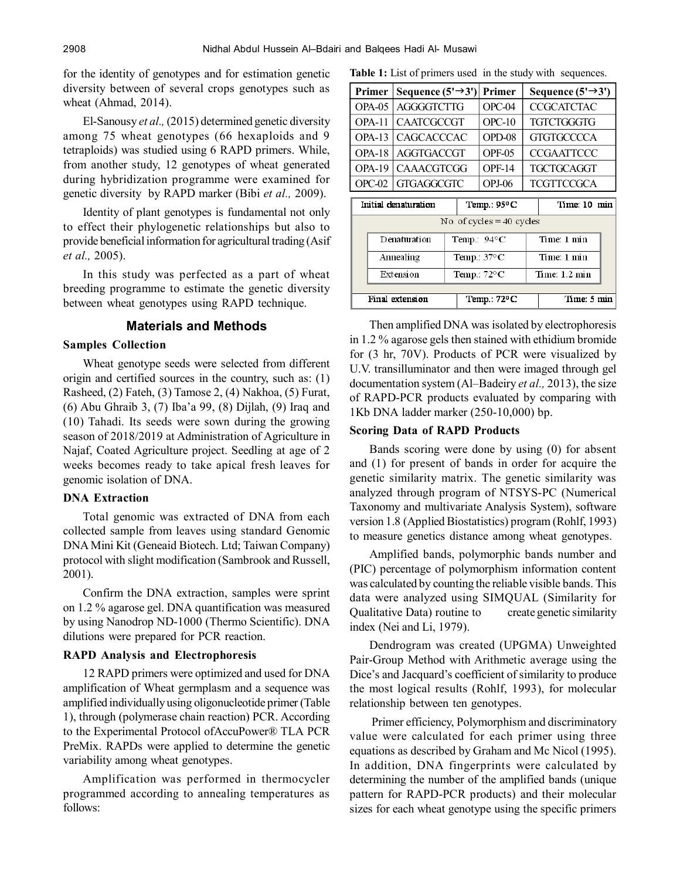for the identity of genotypes and for estimation genetic diversity between of several crops genotypes such as wheat (Ahmad, 2014).

El-Sanousy *et al.,* (2015) determined genetic diversity among 75 wheat genotypes (66 hexaploids and 9 tetraploids) was studied using 6 RAPD primers. While, from another study, 12 genotypes of wheat generated during hybridization programme were examined for genetic diversity by RAPD marker (Bibi *et al.,* 2009).

Identity of plant genotypes is fundamental not only to effect their phylogenetic relationships but also to provide beneficial information for agricultural trading (Asif *et al.,* 2005).

In this study was perfected as a part of wheat breeding programme to estimate the genetic diversity between wheat genotypes using RAPD technique.

## Materials and Methods

### Samples Collection

Wheat genotype seeds were selected from different origin and certified sources in the country, such as: (1) Rasheed, (2) Fateh, (3) Tamose 2, (4) Nakhoa, (5) Furat, (6) Abu Ghraib 3, (7) Iba'a 99, (8) Dijlah, (9) Iraq and (10) Tahadi. Its seeds were sown during the growing season of 2018/2019 at Administration of Agriculture in Najaf, Coated Agriculture project. Seedling at age of 2 weeks becomes ready to take apical fresh leaves for genomic isolation of DNA.

### DNA Extraction

Total genomic was extracted of DNA from each collected sample from leaves using standard Genomic DNA Mini Kit (Geneaid Biotech. Ltd; Taiwan Company) protocol with slight modification (Sambrook and Russell, 2001).

Confirm the DNA extraction, samples were sprint on 1.2 % agarose gel. DNA quantification was measured by using Nanodrop ND-1000 (Thermo Scientific). DNA dilutions were prepared for PCR reaction.

### RAPD Analysis and Electrophoresis

12 RAPD primers were optimized and used for DNA amplification of Wheat germplasm and a sequence was amplified individually using oligonucleotide primer (Table 1), through (polymerase chain reaction) PCR. According to the Experimental Protocol ofAccuPower® TLA PCR PreMix. RAPDs were applied to determine the genetic variability among wheat genotypes.

Amplification was performed in thermocycler programmed according to annealing temperatures as follows:

**Table 1:** List of primers used in the study with sequences.

| Primer | Sequence (5'→3') | Primer | Sequence (5'→3') |
|---|---|---|---|
| OPA-05 | AGGGGTCTTG | OPC-04 | CCGCATCTAC |
| OPA-11 | CAATCGCCGT | OPC-10 | TGTCTGGGTG |
| OPA-13 | CAGCACCCAC | OPD-08 | GTGTGCCCCA |
| OPA-18 | AGGTGACCGT | OPF-05 | CCGAATTCCC |
| OPA-19 | CAAACGTCGG | OPF-14 | TGCTGCAGGT |
| OPC-02 | GTGAGGCGTC | OPJ-06 | TCGTTCCGCA |

| Initial denaturation | Temp.: 95°C | Time: 10 min |
|---|---|---|
| No. of cycles = 40 cycles | | |
| Denaturation | Temp.: 94°C | Time: 1 min |
| Annealing | Temp.: 37°C | Time: 1 min |
| Extension | Temp.: 72°C | Time: 1.2 min |
| Final extension | Temp.: 72°C | Time: 5 min |

Then amplified DNA was isolated by electrophoresis in 1.2 % agarose gels then stained with ethidium bromide for (3 hr, 70V). Products of PCR were visualized by U.V. transilluminator and then were imaged through gel documentation system (Al–Badeiry *et al.,* 2013), the size of RAPD-PCR products evaluated by comparing with 1Kb DNA ladder marker (250-10,000) bp.

### Scoring Data of RAPD Products

Bands scoring were done by using (0) for absent and (1) for present of bands in order for acquire the genetic similarity matrix. The genetic similarity was analyzed through program of NTSYS-PC (Numerical Taxonomy and multivariate Analysis System), software version 1.8 (Applied Biostatistics) program (Rohlf, 1993) to measure genetics distance among wheat genotypes.

Amplified bands, polymorphic bands number and (PIC) percentage of polymorphism information content was calculated by counting the reliable visible bands. This data were analyzed using SIMQUAL (Similarity for Qualitative Data) routine to create genetic similarity index (Nei and Li, 1979).

Dendrogram was created (UPGMA) Unweighted Pair-Group Method with Arithmetic average using the Dice's and Jacquard's coefficient of similarity to produce the most logical results (Rohlf, 1993), for molecular relationship between ten genotypes.

Primer efficiency, Polymorphism and discriminatory value were calculated for each primer using three equations as described by Graham and Mc Nicol (1995). In addition, DNA fingerprints were calculated by determining the number of the amplified bands (unique pattern for RAPD-PCR products) and their molecular sizes for each wheat genotype using the specific primers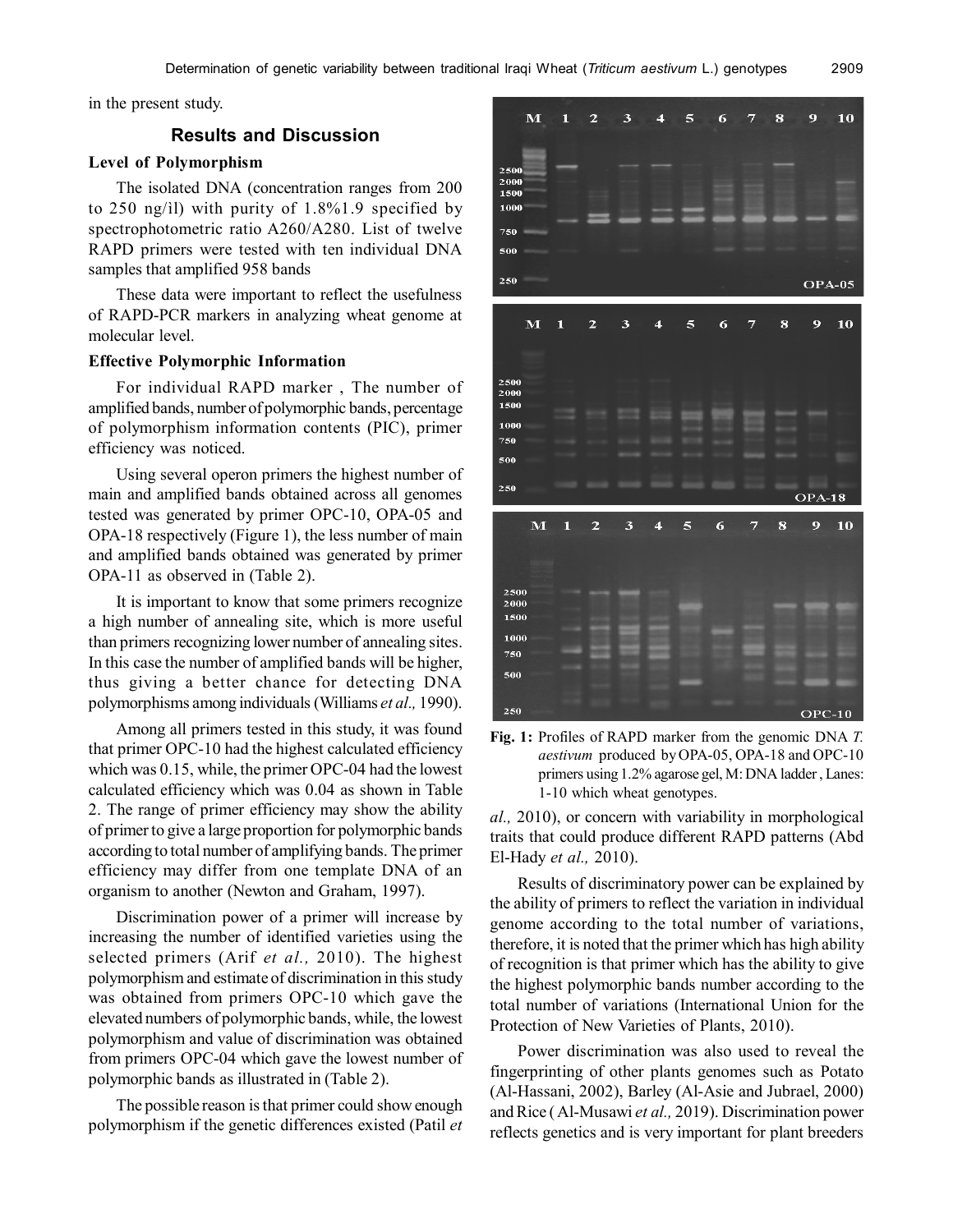in the present study.

## Results and Discussion

### Level of Polymorphism

The isolated DNA (concentration ranges from 200 to 250 ng/il) with purity of 1.8%1.9 specified by spectrophotometric ratio A260/A280. List of twelve RAPD primers were tested with ten individual DNA samples that amplified 958 bands

These data were important to reflect the usefulness of RAPD-PCR markers in analyzing wheat genome at molecular level.

### Effective Polymorphic Information

For individual RAPD marker , The number of amplified bands, number of polymorphic bands, percentage of polymorphism information contents (PIC), primer efficiency was noticed.

Using several operon primers the highest number of main and amplified bands obtained across all genomes tested was generated by primer OPC-10, OPA-05 and OPA-18 respectively (Figure 1), the less number of main and amplified bands obtained was generated by primer OPA-11 as observed in (Table 2).

It is important to know that some primers recognize a high number of annealing site, which is more useful than primers recognizing lower number of annealing sites. In this case the number of amplified bands will be higher, thus giving a better chance for detecting DNA polymorphisms among individuals (Williams *et al.,* 1990).

Among all primers tested in this study, it was found that primer OPC-10 had the highest calculated efficiency which was 0.15, while, the primer OPC-04 had the lowest calculated efficiency which was 0.04 as shown in Table 2. The range of primer efficiency may show the ability of primer to give a large proportion for polymorphic bands according to total number of amplifying bands. The primer efficiency may differ from one template DNA of an organism to another (Newton and Graham, 1997).

Discrimination power of a primer will increase by increasing the number of identified varieties using the selected primers (Arif *et al.,* 2010). The highest polymorphism and estimate of discrimination in this study was obtained from primers OPC-10 which gave the elevated numbers of polymorphic bands, while, the lowest polymorphism and value of discrimination was obtained from primers OPC-04 which gave the lowest number of polymorphic bands as illustrated in (Table 2).

The possible reason is that primer could show enough polymorphism if the genetic differences existed (Patil *et al.,* 2010), or concern with variability in morphological traits that could produce different RAPD patterns (Abd El-Hady *et al.,* 2010).

**Fig. 1:** Profiles of RAPD marker from the genomic DNA *T. aestivum* produced by OPA-05, OPA-18 and OPC-10 primers using 1.2% agarose gel, M: DNA ladder , Lanes: 1-10 which wheat genotypes.

Results of discriminatory power can be explained by the ability of primers to reflect the variation in individual genome according to the total number of variations, therefore, it is noted that the primer which has high ability of recognition is that primer which has the ability to give the highest polymorphic bands number according to the total number of variations (International Union for the Protection of New Varieties of Plants, 2010).

Power discrimination was also used to reveal the fingerprinting of other plants genomes such as Potato (Al-Hassani, 2002), Barley (Al-Asie and Jubrael, 2000) and Rice ( Al-Musawi *et al.,* 2019). Discrimination power reflects genetics and is very important for plant breeders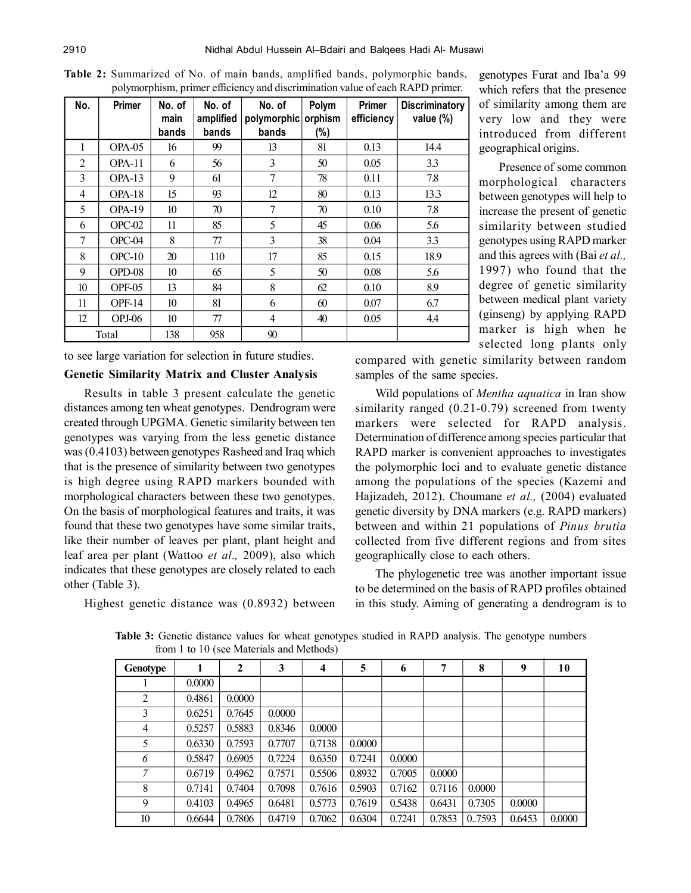**Table 2:** Summarized of No. of main bands, amplified bands, polymorphic bands, polymorphism, primer efficiency and discrimination value of each RAPD primer.

| No. | Primer | No. of main bands | No. of amplified bands | No. of polymorphic bands | Polymorphism (%) | Primer efficiency | Discriminatory value (%) |
|---|---|---|---|---|---|---|---|
| 1 | OPA-05 | 16 | 99 | 13 | 81 | 0.13 | 14.4 |
| 2 | OPA-11 | 6 | 56 | 3 | 50 | 0.05 | 3.3 |
| 3 | OPA-13 | 9 | 61 | 7 | 78 | 0.11 | 7.8 |
| 4 | OPA-18 | 15 | 93 | 12 | 80 | 0.13 | 13.3 |
| 5 | OPA-19 | 10 | 70 | 7 | 70 | 0.10 | 7.8 |
| 6 | OPC-02 | 11 | 85 | 5 | 45 | 0.06 | 5.6 |
| 7 | OPC-04 | 8 | 77 | 3 | 38 | 0.04 | 3.3 |
| 8 | OPC-10 | 20 | 110 | 17 | 85 | 0.15 | 18.9 |
| 9 | OPD-08 | 10 | 65 | 5 | 50 | 0.08 | 5.6 |
| 10 | OPF-05 | 13 | 84 | 8 | 62 | 0.10 | 8.9 |
| 11 | OPF-14 | 10 | 81 | 6 | 60 | 0.07 | 6.7 |
| 12 | OPJ-06 | 10 | 77 | 4 | 40 | 0.05 | 4.4 |
| Total | | 138 | 958 | 90 | | | |

to see large variation for selection in future studies.

**Genetic Similarity Matrix and Cluster Analysis**

Results in table 3 present calculate the genetic distances among ten wheat genotypes. Dendrogram were created through UPGMA. Genetic similarity between ten genotypes was varying from the less genetic distance was (0.4103) between genotypes Rasheed and Iraq which that is the presence of similarity between two genotypes is high degree using RAPD markers bounded with morphological characters between these two genotypes. On the basis of morphological features and traits, it was found that these two genotypes have some similar traits, like their number of leaves per plant, plant height and leaf area per plant (Wattoo *et al.,* 2009), also which indicates that these genotypes are closely related to each other (Table 3).

Highest genetic distance was (0.8932) between genotypes Furat and Iba'a 99 which refers that the presence of similarity among them are very low and they were introduced from different geographical origins.

Presence of some common morphological characters between genotypes will help to increase the present of genetic similarity between studied genotypes using RAPD marker and this agrees with (Bai *et al.,* 1997) who found that the degree of genetic similarity between medical plant variety (ginseng) by applying RAPD marker is high when he selected long plants only compared with genetic similarity between random samples of the same species.

Wild populations of *Mentha aquatica* in Iran show similarity ranged (0.21-0.79) screened from twenty markers were selected for RAPD analysis. Determination of difference among species particular that RAPD marker is convenient approaches to investigates the polymorphic loci and to evaluate genetic distance among the populations of the species (Kazemi and Hajizadeh, 2012). Choumane *et al.,* (2004) evaluated genetic diversity by DNA markers (e.g. RAPD markers) between and within 21 populations of *Pinus brutia* collected from five different regions and from sites geographically close to each others.

The phylogenetic tree was another important issue to be determined on the basis of RAPD profiles obtained in this study. Aiming of generating a dendrogram is to

**Table 3:** Genetic distance values for wheat genotypes studied in RAPD analysis. The genotype numbers from 1 to 10 (see Materials and Methods)

| Genotype | 1 | 2 | 3 | 4 | 5 | 6 | 7 | 8 | 9 | 10 |
|---|---|---|---|---|---|---|---|---|---|---|
| 1 | 0.0000 | | | | | | | | | |
| 2 | 0.4861 | 0.0000 | | | | | | | | |
| 3 | 0.6251 | 0.7645 | 0.0000 | | | | | | | |
| 4 | 0.5257 | 0.5883 | 0.8346 | 0.0000 | | | | | | |
| 5 | 0.6330 | 0.7593 | 0.7707 | 0.7138 | 0.0000 | | | | | |
| *6* | 0.5847 | 0.6905 | 0.7224 | 0.6350 | 0.7241 | 0.0000 | | | | |
| *7* | 0.6719 | 0.4962 | 0.7571 | 0.5506 | 0.8932 | 0.7005 | 0.0000 | | | |
| 8 | 0.7141 | 0.7404 | 0.7098 | 0.7616 | 0.5903 | 0.7162 | 0.7116 | 0.0000 | | |
| 9 | 0.4103 | 0.4965 | 0.6481 | 0.5773 | 0.7619 | 0.5438 | 0.6431 | 0.7305 | 0.0000 | |
| 10 | 0.6644 | 0.7806 | 0.4719 | 0.7062 | 0.6304 | 0.7241 | 0.7853 | 0..7593 | 0.6453 | 0.0000 |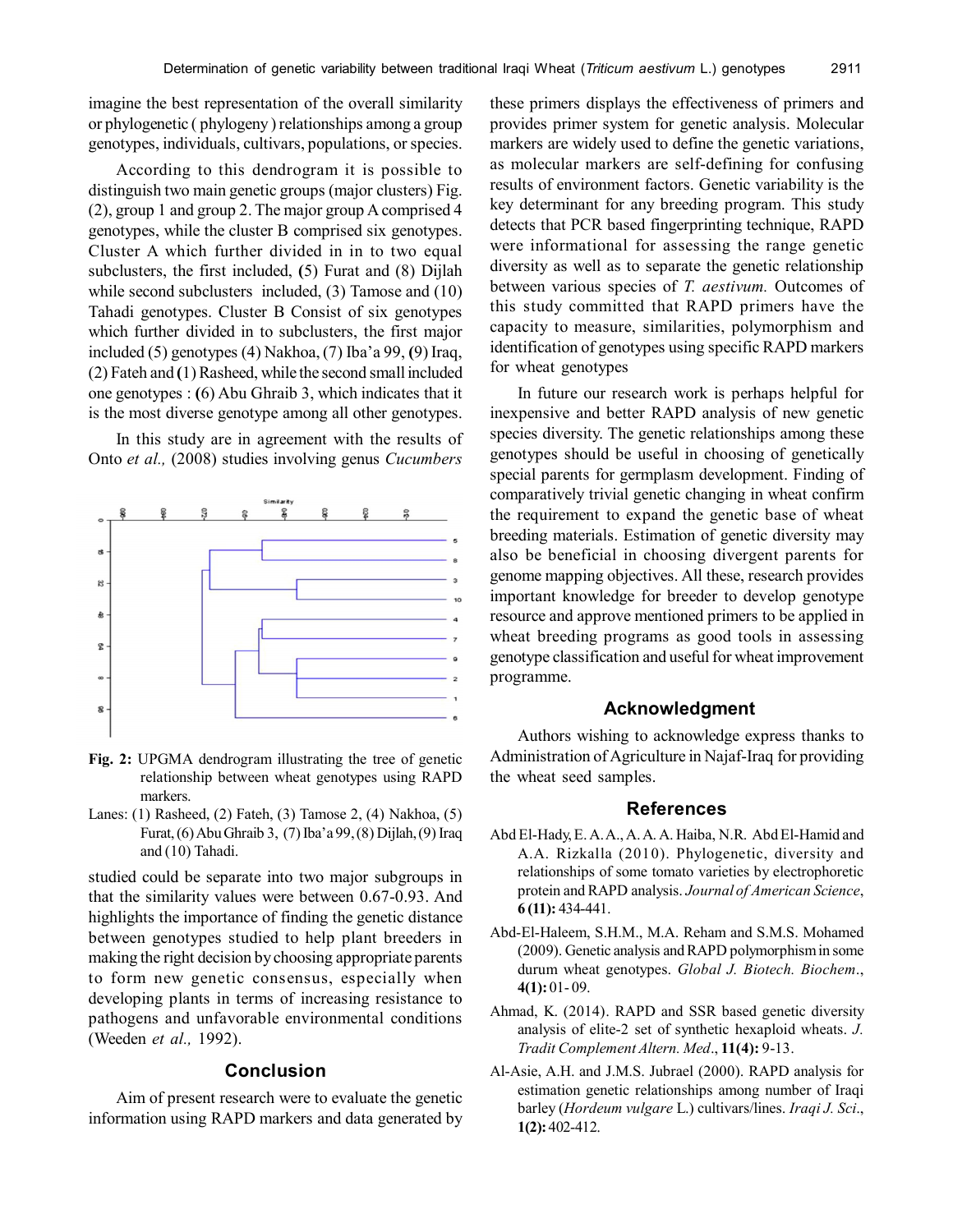imagine the best representation of the overall similarity or phylogenetic ( phylogeny ) relationships among a group genotypes, individuals, cultivars, populations, or species.

According to this dendrogram it is possible to distinguish two main genetic groups (major clusters) Fig. (2), group 1 and group 2. The major group A comprised 4 genotypes, while the cluster B comprised six genotypes. Cluster A which further divided in in to two equal subclusters, the first included, (5) Furat and (8) Dijlah while second subclusters included, (3) Tamose and (10) Tahadi genotypes. Cluster B Consist of six genotypes which further divided in to subclusters, the first major included (5) genotypes (4) Nakhoa, (7) Iba'a 99, (9) Iraq, (2) Fateh and (1) Rasheed, while the second small included one genotypes : (6) Abu Ghraib 3, which indicates that it is the most diverse genotype among all other genotypes.

In this study are in agreement with the results of Onto *et al.,* (2008) studies involving genus *Cucumbers*

**Fig. 2:** UPGMA dendrogram illustrating the tree of genetic relationship between wheat genotypes using RAPD markers.

Lanes: (1) Rasheed, (2) Fateh, (3) Tamose 2, (4) Nakhoa, (5) Furat, (6) Abu Ghraib 3, (7) Iba'a 99, (8) Dijlah, (9) Iraq and (10) Tahadi.

studied could be separate into two major subgroups in that the similarity values were between 0.67-0.93. And highlights the importance of finding the genetic distance between genotypes studied to help plant breeders in making the right decision by choosing appropriate parents to form new genetic consensus, especially when developing plants in terms of increasing resistance to pathogens and unfavorable environmental conditions (Weeden *et al.,* 1992).

## Conclusion

Aim of present research were to evaluate the genetic information using RAPD markers and data generated by these primers displays the effectiveness of primers and provides primer system for genetic analysis. Molecular markers are widely used to define the genetic variations, as molecular markers are self-defining for confusing results of environment factors. Genetic variability is the key determinant for any breeding program. This study detects that PCR based fingerprinting technique, RAPD were informational for assessing the range genetic diversity as well as to separate the genetic relationship between various species of *T. aestivum.* Outcomes of this study committed that RAPD primers have the capacity to measure, similarities, polymorphism and identification of genotypes using specific RAPD markers for wheat genotypes

In future our research work is perhaps helpful for inexpensive and better RAPD analysis of new genetic species diversity. The genetic relationships among these genotypes should be useful in choosing of genetically special parents for germplasm development. Finding of comparatively trivial genetic changing in wheat confirm the requirement to expand the genetic base of wheat breeding materials. Estimation of genetic diversity may also be beneficial in choosing divergent parents for genome mapping objectives. All these, research provides important knowledge for breeder to develop genotype resource and approve mentioned primers to be applied in wheat breeding programs as good tools in assessing genotype classification and useful for wheat improvement programme.

## Acknowledgment

Authors wishing to acknowledge express thanks to Administration of Agriculture in Najaf-Iraq for providing the wheat seed samples.

## References

Abd El-Hady, E. A. A., A. A. A. Haiba, N.R. Abd El-Hamid and A.A. Rizkalla (2010). Phylogenetic, diversity and relationships of some tomato varieties by electrophoretic protein and RAPD analysis. *Journal of American Science*, **6 (11):** 434-441.

Abd-El-Haleem, S.H.M., M.A. Reham and S.M.S. Mohamed (2009). Genetic analysis and RAPD polymorphism in some durum wheat genotypes. *Global J. Biotech. Biochem*., **4(1):** 01- 09.

Ahmad, K. (2014). RAPD and SSR based genetic diversity analysis of elite-2 set of synthetic hexaploid wheats. *J. Tradit Complement Altern. Med*., **11(4):** 9-13.

Al-Asie, A.H. and J.M.S. Jubrael (2000). RAPD analysis for estimation genetic relationships among number of Iraqi barley (*Hordeum vulgare* L.) cultivars/lines. *Iraqi J. Sci*., **1(2):** 402-412.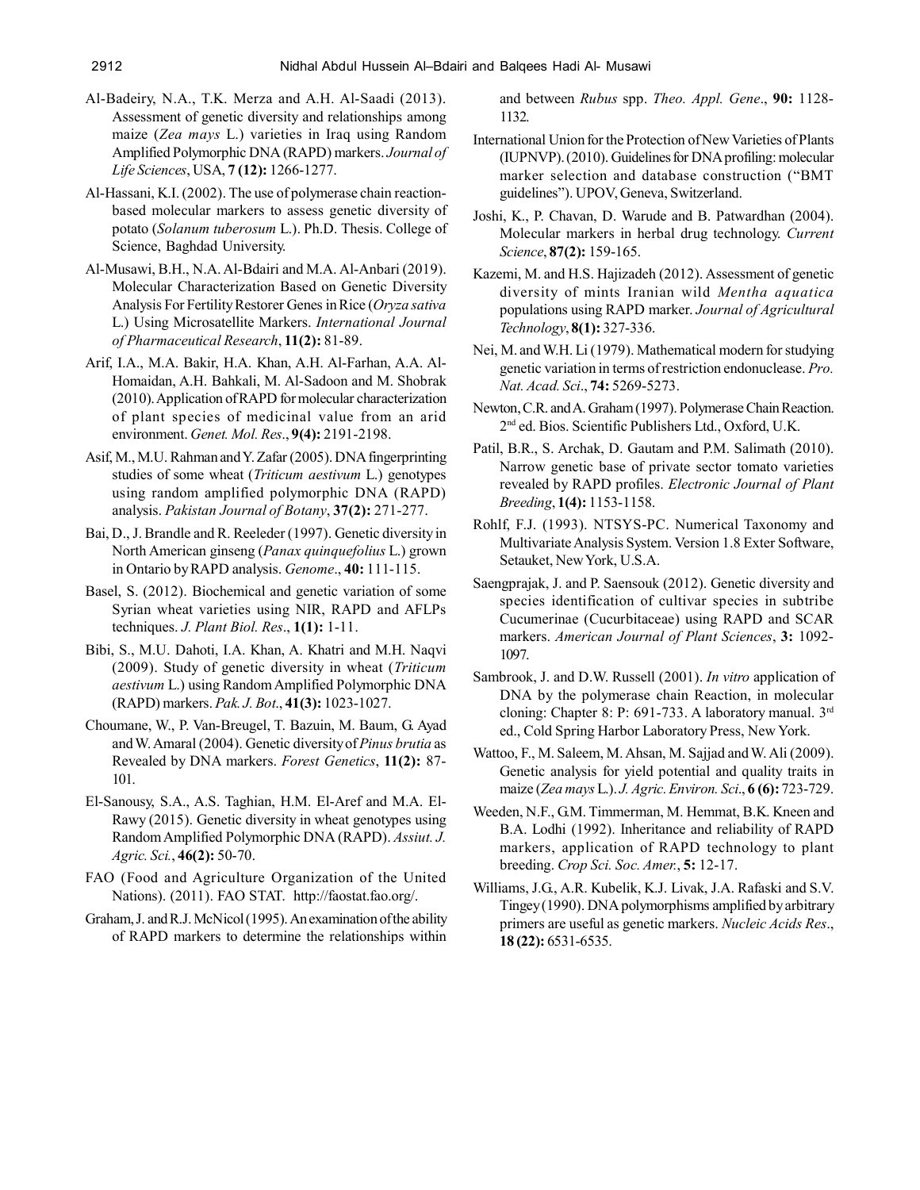Al-Badeiry, N.A., T.K. Merza and A.H. Al-Saadi (2013). Assessment of genetic diversity and relationships among maize (*Zea mays* L.) varieties in Iraq using Random Amplified Polymorphic DNA (RAPD) markers. *Journal of Life Sciences*, USA, **7 (12):** 1266-1277.

Al-Hassani, K.I. (2002). The use of polymerase chain reaction-based molecular markers to assess genetic diversity of potato (*Solanum tuberosum* L.). Ph.D. Thesis. College of Science, Baghdad University.

Al-Musawi, B.H., N.A. Al-Bdairi and M.A. Al-Anbari (2019). Molecular Characterization Based on Genetic Diversity Analysis For Fertility Restorer Genes in Rice (*Oryza sativa* L.) Using Microsatellite Markers. *International Journal of Pharmaceutical Research*, **11(2):** 81-89.

Arif, I.A., M.A. Bakir, H.A. Khan, A.H. Al-Farhan, A.A. Al-Homaidan, A.H. Bahkali, M. Al-Sadoon and M. Shobrak (2010). Application of RAPD for molecular characterization of plant species of medicinal value from an arid environment. *Genet. Mol. Res*., **9(4):** 2191-2198.

Asif, M., M.U. Rahman and Y. Zafar (2005). DNA fingerprinting studies of some wheat (*Triticum aestivum* L.) genotypes using random amplified polymorphic DNA (RAPD) analysis. *Pakistan Journal of Botany*, **37(2):** 271-277.

Bai, D., J. Brandle and R. Reeleder (1997). Genetic diversity in North American ginseng (*Panax quinquefolius* L.) grown in Ontario by RAPD analysis. *Genome*., **40:** 111-115.

Basel, S. (2012). Biochemical and genetic variation of some Syrian wheat varieties using NIR, RAPD and AFLPs techniques. *J. Plant Biol. Res*., **1(1):** 1-11.

Bibi, S., M.U. Dahoti, I.A. Khan, A. Khatri and M.H. Naqvi (2009). Study of genetic diversity in wheat (*Triticum aestivum* L.) using Random Amplified Polymorphic DNA (RAPD) markers. *Pak. J. Bot*., **41(3):** 1023-1027.

Choumane, W., P. Van-Breugel, T. Bazuin, M. Baum, G. Ayad and W. Amaral (2004). Genetic diversity of *Pinus brutia* as Revealed by DNA markers. *Forest Genetics*, **11(2):** 87-101.

El-Sanousy, S.A., A.S. Taghian, H.M. El-Aref and M.A. El-Rawy (2015). Genetic diversity in wheat genotypes using Random Amplified Polymorphic DNA (RAPD). *Assiut. J. Agric. Sci.*, **46(2):** 50-70.

FAO (Food and Agriculture Organization of the United Nations). (2011). FAO STAT. http://faostat.fao.org/.

Graham, J. and R.J. McNicol (1995). An examination of the ability of RAPD markers to determine the relationships within and between *Rubus* spp. *Theo. Appl. Gene*., **90:** 1128-1132.

International Union for the Protection of New Varieties of Plants (IUPNVP). (2010). Guidelines for DNA profiling: molecular marker selection and database construction ("BMT guidelines"). UPOV, Geneva, Switzerland.

Joshi, K., P. Chavan, D. Warude and B. Patwardhan (2004). Molecular markers in herbal drug technology. *Current Science*, **87(2):** 159-165.

Kazemi, M. and H.S. Hajizadeh (2012). Assessment of genetic diversity of mints Iranian wild *Mentha aquatica* populations using RAPD marker. *Journal of Agricultural Technology*, **8(1):** 327-336.

Nei, M. and W.H. Li (1979). Mathematical modern for studying genetic variation in terms of restriction endonuclease. *Pro. Nat. Acad. Sci*., **74:** 5269-5273.

Newton, C.R. and A. Graham (1997). Polymerase Chain Reaction. 2nd ed. Bios. Scientific Publishers Ltd., Oxford, U.K.

Patil, B.R., S. Archak, D. Gautam and P.M. Salimath (2010). Narrow genetic base of private sector tomato varieties revealed by RAPD profiles. *Electronic Journal of Plant Breeding*, **1(4):** 1153-1158.

Rohlf, F.J. (1993). NTSYS-PC. Numerical Taxonomy and Multivariate Analysis System. Version 1.8 Exter Software, Setauket, New York, U.S.A.

Saengprajak, J. and P. Saensouk (2012). Genetic diversity and species identification of cultivar species in subtribe Cucumerinae (Cucurbitaceae) using RAPD and SCAR markers. *American Journal of Plant Sciences*, **3:** 1092-1097.

Sambrook, J. and D.W. Russell (2001). *In vitro* application of DNA by the polymerase chain Reaction, in molecular cloning: Chapter 8: P: 691-733. A laboratory manual. 3rd ed., Cold Spring Harbor Laboratory Press, New York.

Wattoo, F., M. Saleem, M. Ahsan, M. Sajjad and W. Ali (2009). Genetic analysis for yield potential and quality traits in maize (*Zea mays* L.). *J. Agric. Environ. Sci*., **6 (6):** 723-729.

Weeden, N.F., G.M. Timmerman, M. Hemmat, B.K. Kneen and B.A. Lodhi (1992). Inheritance and reliability of RAPD markers, application of RAPD technology to plant breeding. *Crop Sci. Soc. Amer.*, **5:** 12-17.

Williams, J.G., A.R. Kubelik, K.J. Livak, J.A. Rafaski and S.V. Tingey (1990). DNA polymorphisms amplified by arbitrary primers are useful as genetic markers. *Nucleic Acids Res*., **18 (22):** 6531-6535.